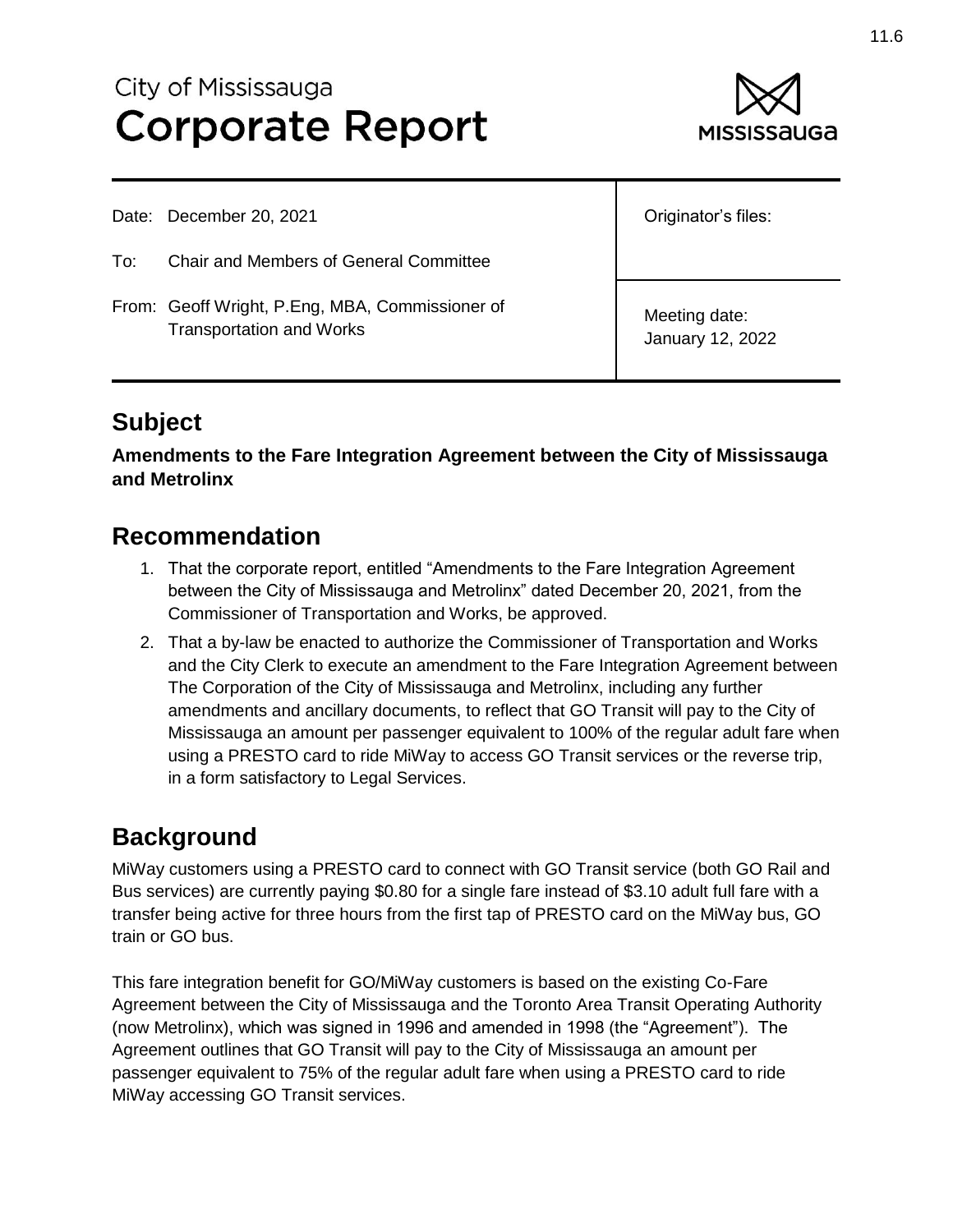City of Mississauga
# Corporate Report

| | |
|---|---|
| Date: December 20, 2021 | Originator's files: |
| To: Chair and Members of General Committee | |
| From: Geoff Wright, P.Eng, MBA, Commissioner of Transportation and Works | Meeting date: January 12, 2022 |

## Subject

**Amendments to the Fare Integration Agreement between the City of Mississauga and Metrolinx**

## Recommendation

1. That the corporate report, entitled "Amendments to the Fare Integration Agreement between the City of Mississauga and Metrolinx" dated December 20, 2021, from the Commissioner of Transportation and Works, be approved.
2. That a by-law be enacted to authorize the Commissioner of Transportation and Works and the City Clerk to execute an amendment to the Fare Integration Agreement between The Corporation of the City of Mississauga and Metrolinx, including any further amendments and ancillary documents, to reflect that GO Transit will pay to the City of Mississauga an amount per passenger equivalent to 100% of the regular adult fare when using a PRESTO card to ride MiWay to access GO Transit services or the reverse trip, in a form satisfactory to Legal Services.

## Background

MiWay customers using a PRESTO card to connect with GO Transit service (both GO Rail and Bus services) are currently paying $0.80 for a single fare instead of $3.10 adult full fare with a transfer being active for three hours from the first tap of PRESTO card on the MiWay bus, GO train or GO bus.

This fare integration benefit for GO/MiWay customers is based on the existing Co-Fare Agreement between the City of Mississauga and the Toronto Area Transit Operating Authority (now Metrolinx), which was signed in 1996 and amended in 1998 (the "Agreement"). The Agreement outlines that GO Transit will pay to the City of Mississauga an amount per passenger equivalent to 75% of the regular adult fare when using a PRESTO card to ride MiWay accessing GO Transit services.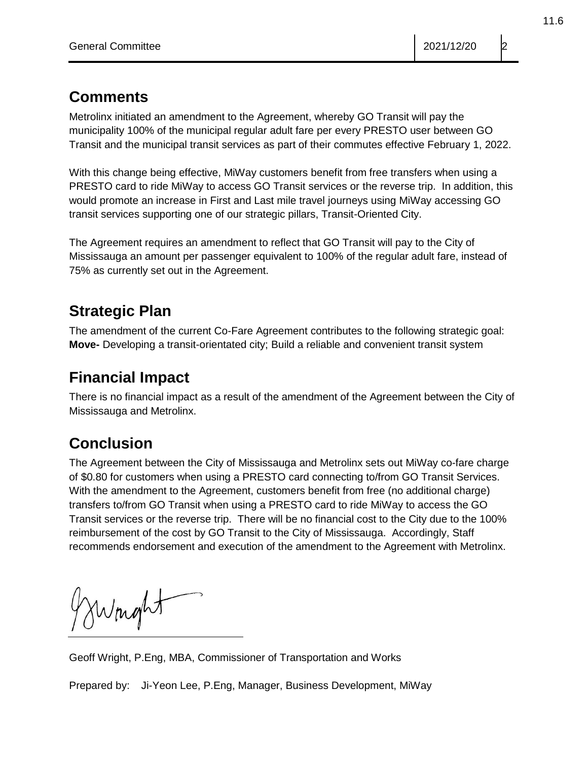## Comments

Metrolinx initiated an amendment to the Agreement, whereby GO Transit will pay the municipality 100% of the municipal regular adult fare per every PRESTO user between GO Transit and the municipal transit services as part of their commutes effective February 1, 2022.

With this change being effective, MiWay customers benefit from free transfers when using a PRESTO card to ride MiWay to access GO Transit services or the reverse trip. In addition, this would promote an increase in First and Last mile travel journeys using MiWay accessing GO transit services supporting one of our strategic pillars, Transit-Oriented City.

The Agreement requires an amendment to reflect that GO Transit will pay to the City of Mississauga an amount per passenger equivalent to 100% of the regular adult fare, instead of 75% as currently set out in the Agreement.

## Strategic Plan

The amendment of the current Co-Fare Agreement contributes to the following strategic goal: **Move-** Developing a transit-orientated city; Build a reliable and convenient transit system

## Financial Impact

There is no financial impact as a result of the amendment of the Agreement between the City of Mississauga and Metrolinx.

## Conclusion

The Agreement between the City of Mississauga and Metrolinx sets out MiWay co-fare charge of $0.80 for customers when using a PRESTO card connecting to/from GO Transit Services. With the amendment to the Agreement, customers benefit from free (no additional charge) transfers to/from GO Transit when using a PRESTO card to ride MiWay to access the GO Transit services or the reverse trip. There will be no financial cost to the City due to the 100% reimbursement of the cost by GO Transit to the City of Mississauga. Accordingly, Staff recommends endorsement and execution of the amendment to the Agreement with Metrolinx.

Geoff Wright, P.Eng, MBA, Commissioner of Transportation and Works

Prepared by: Ji-Yeon Lee, P.Eng, Manager, Business Development, MiWay